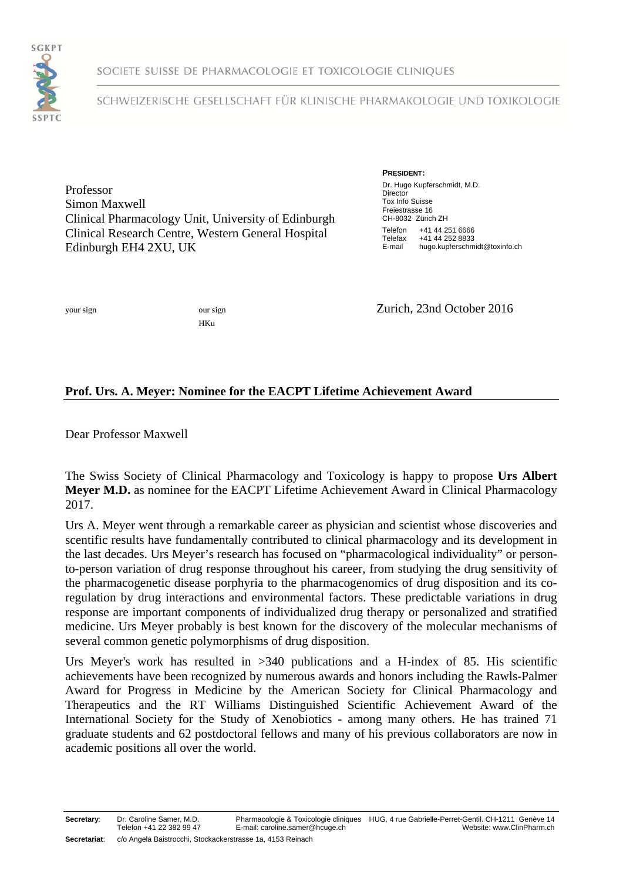SGKPT

SSPTC

SOCIETE SUISSE DE PHARMACOLOGIE ET TOXICOLOGIE CLINIQUES

SCHWEIZERISCHE GESELLSCHAFT FÜR KLINISCHE PHARMAKOLOGIE UND TOXIKOLOGIE

Professor
Simon Maxwell
Clinical Pharmacology Unit, University of Edinburgh
Clinical Research Centre, Western General Hospital
Edinburgh EH4 2XU, UK

**PRESIDENT:**
Dr. Hugo Kupferschmidt, M.D.
Director
Tox Info Suisse
Freiestrasse 16
CH-8032 Zürich ZH

Telefon +41 44 251 6666
Telefax +41 44 252 8833
E-mail hugo.kupferschmidt@toxinfo.ch

your sign

our sign
HKu

Zurich, 23nd October 2016

**Prof. Urs. A. Meyer: Nominee for the EACPT Lifetime Achievement Award**

Dear Professor Maxwell

The Swiss Society of Clinical Pharmacology and Toxicology is happy to propose **Urs Albert Meyer M.D.** as nominee for the EACPT Lifetime Achievement Award in Clinical Pharmacology 2017.

Urs A. Meyer went through a remarkable career as physician and scientist whose discoveries and scientific results have fundamentally contributed to clinical pharmacology and its development in the last decades. Urs Meyer's research has focused on "pharmacological individuality" or person-to-person variation of drug response throughout his career, from studying the drug sensitivity of the pharmacogenetic disease porphyria to the pharmacogenomics of drug disposition and its co-regulation by drug interactions and environmental factors. These predictable variations in drug response are important components of individualized drug therapy or personalized and stratified medicine. Urs Meyer probably is best known for the discovery of the molecular mechanisms of several common genetic polymorphisms of drug disposition.

Urs Meyer's work has resulted in >340 publications and a H-index of 85. His scientific achievements have been recognized by numerous awards and honors including the Rawls-Palmer Award for Progress in Medicine by the American Society for Clinical Pharmacology and Therapeutics and the RT Williams Distinguished Scientific Achievement Award of the International Society for the Study of Xenobiotics - among many others. He has trained 71 graduate students and 62 postdoctoral fellows and many of his previous collaborators are now in academic positions all over the world.

**Secretary**: Dr. Caroline Samer, M.D. Telefon +41 22 382 99 47 — Pharmacologie & Toxicologie cliniques, E-mail: caroline.samer@hcuge.ch — HUG, 4 rue Gabrielle-Perret-Gentil. CH-1211 Genève 14 — Website: www.ClinPharm.ch

**Secretariat**: c/o Angela Baistrocchi, Stockackerstrasse 1a, 4153 Reinach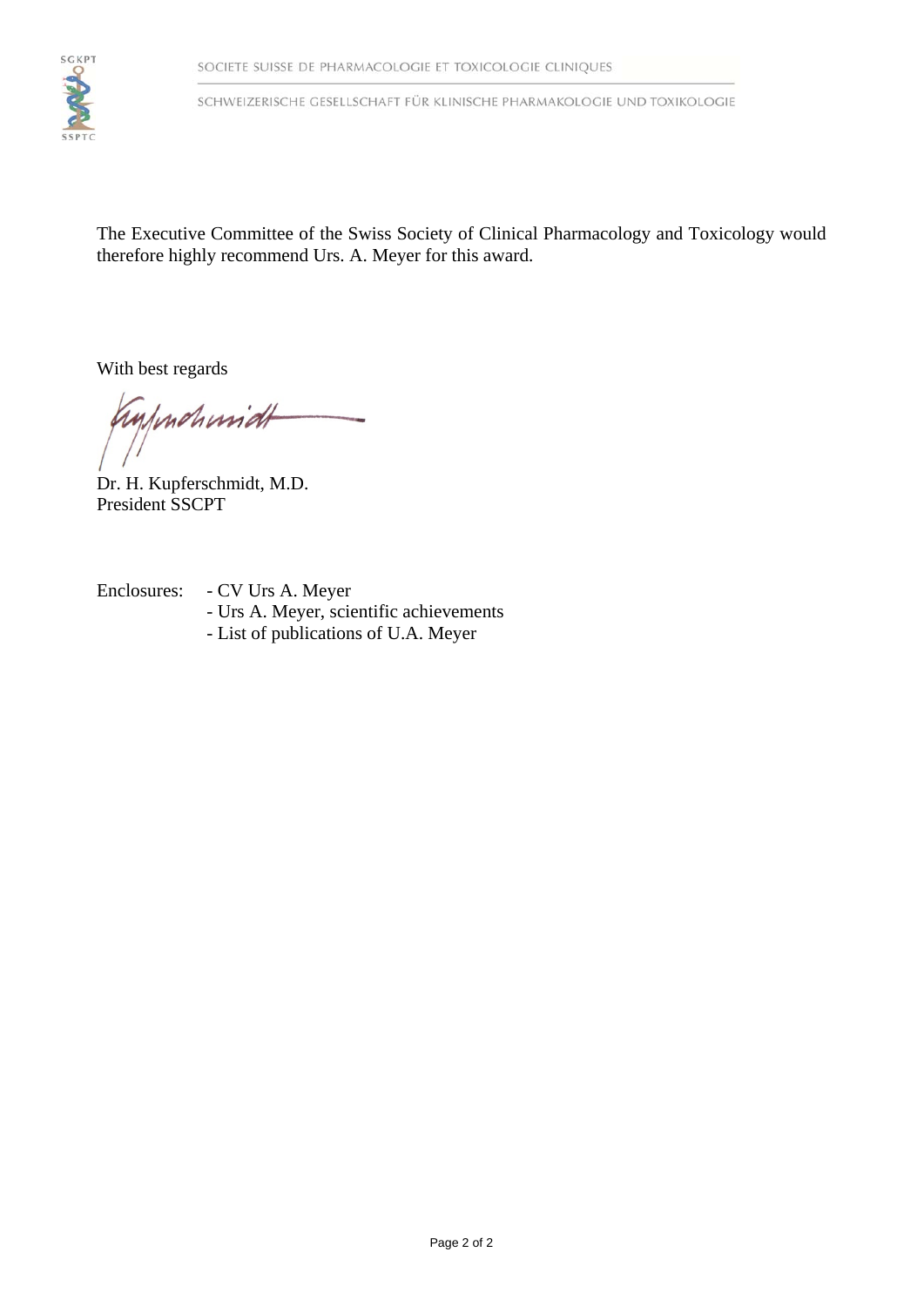SOCIETE SUISSE DE PHARMACOLOGIE ET TOXICOLOGIE CLINIQUES

SCHWEIZERISCHE GESELLSCHAFT FÜR KLINISCHE PHARMAKOLOGIE UND TOXIKOLOGIE

The Executive Committee of the Swiss Society of Clinical Pharmacology and Toxicology would therefore highly recommend Urs. A. Meyer for this award.

With best regards

Dr. H. Kupferschmidt, M.D.
President SSCPT

Enclosures:
- CV Urs A. Meyer
- Urs A. Meyer, scientific achievements
- List of publications of U.A. Meyer